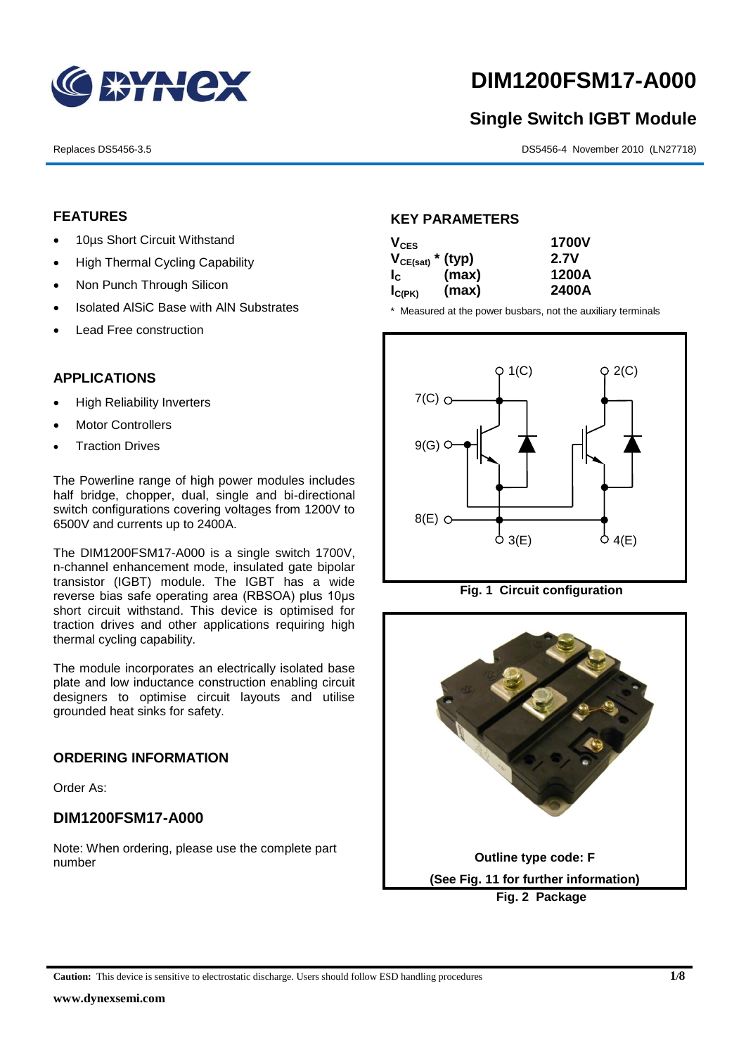# DIM1200FSM17-A000

## Single Switch IGBT Module

Replaces DS5456-3.5

DS5456-4 November 2010 (LN27718)

### FEATURES

- 10µs Short Circuit Withstand
- High Thermal Cycling Capability
- Non Punch Through Silicon
- Isolated AlSiC Base with AlN Substrates
- Lead Free construction

### APPLICATIONS

- High Reliability Inverters
- Motor Controllers
- Traction Drives

The Powerline range of high power modules includes half bridge, chopper, dual, single and bi-directional switch configurations covering voltages from 1200V to 6500V and currents up to 2400A.

The DIM1200FSM17-A000 is a single switch 1700V, n-channel enhancement mode, insulated gate bipolar transistor (IGBT) module. The IGBT has a wide reverse bias safe operating area (RBSOA) plus 10µs short circuit withstand. This device is optimised for traction drives and other applications requiring high thermal cycling capability.

The module incorporates an electrically isolated base plate and low inductance construction enabling circuit designers to optimise circuit layouts and utilise grounded heat sinks for safety.

### ORDERING INFORMATION

Order As:

### DIM1200FSM17-A000

Note: When ordering, please use the complete part number

### KEY PARAMETERS

| Parameter | | Value |
|---|---|---|
| $V_{CES}$ | | 1700V |
| $V_{CE(sat)}$ * | (typ) | 2.7V |
| $I_C$ | (max) | 1200A |
| $I_{C(PK)}$ | (max) | 2400A |

\* Measured at the power busbars, not the auxiliary terminals

**Fig. 1 Circuit configuration**

Outline type code: F

(See Fig. 11 for further information)

**Fig. 2 Package**

**Caution:** This device is sensitive to electrostatic discharge. Users should follow ESD handling procedures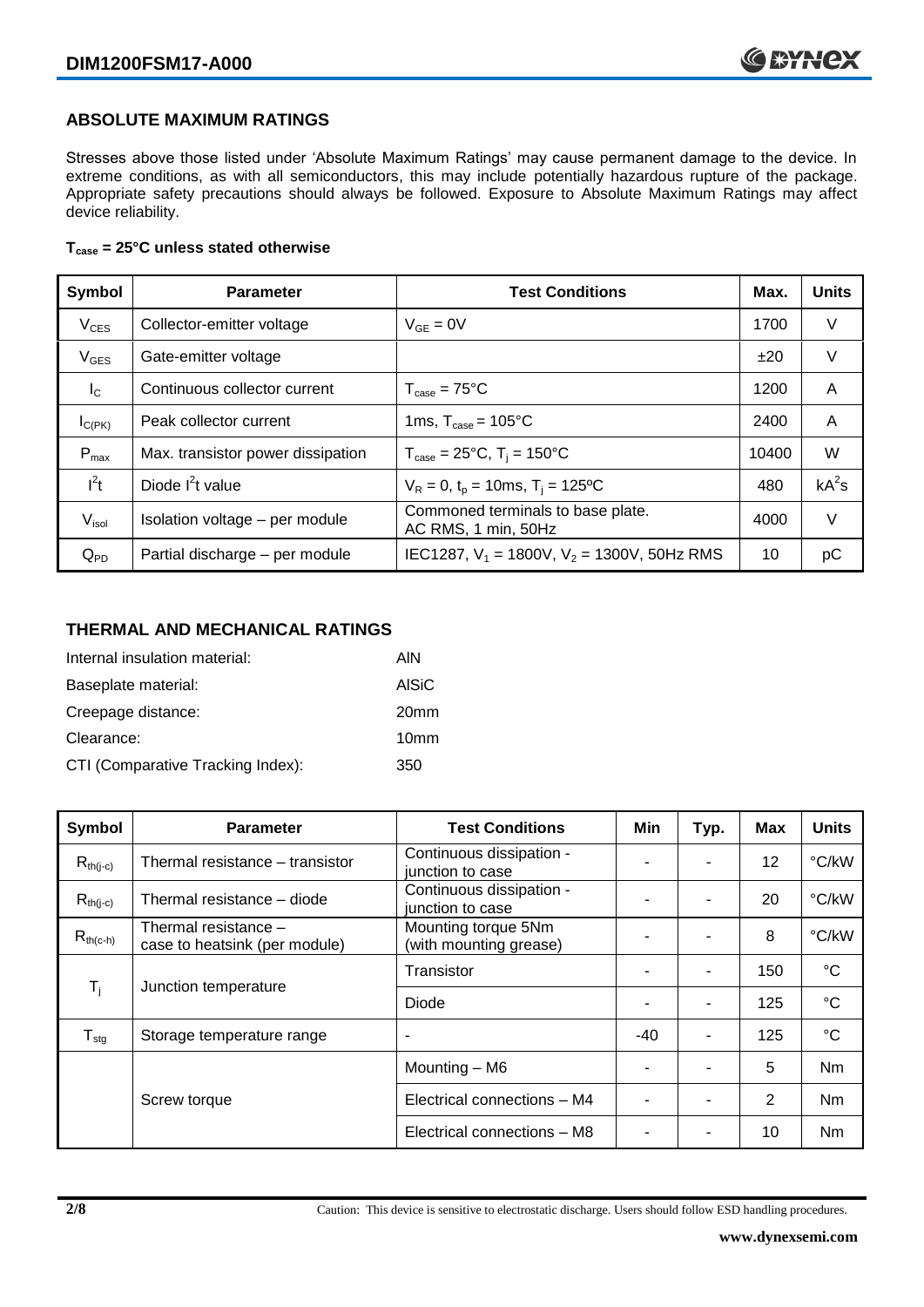## ABSOLUTE MAXIMUM RATINGS

Stresses above those listed under 'Absolute Maximum Ratings' may cause permanent damage to the device. In extreme conditions, as with all semiconductors, this may include potentially hazardous rupture of the package. Appropriate safety precautions should always be followed. Exposure to Absolute Maximum Ratings may affect device reliability.

**$T_{case}$ = 25°C unless stated otherwise**

| Symbol | Parameter | Test Conditions | Max. | Units |
|---|---|---|---|---|
| $V_{CES}$ | Collector-emitter voltage | $V_{GE}$ = 0V | 1700 | V |
| $V_{GES}$ | Gate-emitter voltage | | ±20 | V |
| $I_C$ | Continuous collector current | $T_{case}$ = 75°C | 1200 | A |
| $I_{C(PK)}$ | Peak collector current | 1ms, $T_{case}$ = 105°C | 2400 | A |
| $P_{max}$ | Max. transistor power dissipation | $T_{case}$ = 25°C, $T_j$ = 150°C | 10400 | W |
| $I^2t$ | Diode $I^2t$ value | $V_R$ = 0, $t_p$ = 10ms, $T_j$ = 125ºC | 480 | $kA^2s$ |
| $V_{isol}$ | Isolation voltage – per module | Commoned terminals to base plate. AC RMS, 1 min, 50Hz | 4000 | V |
| $Q_{PD}$ | Partial discharge – per module | IEC1287, $V_1$ = 1800V, $V_2$ = 1300V, 50Hz RMS | 10 | pC |

## THERMAL AND MECHANICAL RATINGS

| | |
|---|---|
| Internal insulation material: | AlN |
| Baseplate material: | AlSiC |
| Creepage distance: | 20mm |
| Clearance: | 10mm |
| CTI (Comparative Tracking Index): | 350 |

| Symbol | Parameter | Test Conditions | Min | Typ. | Max | Units |
|---|---|---|---|---|---|---|
| $R_{th(j-c)}$ | Thermal resistance – transistor | Continuous dissipation - junction to case | - | - | 12 | °C/kW |
| $R_{th(j-c)}$ | Thermal resistance – diode | Continuous dissipation - junction to case | - | - | 20 | °C/kW |
| $R_{th(c-h)}$ | Thermal resistance – case to heatsink (per module) | Mounting torque 5Nm (with mounting grease) | - | - | 8 | °C/kW |
| $T_j$ | Junction temperature | Transistor | - | - | 150 | °C |
| | | Diode | - | - | 125 | °C |
| $T_{stg}$ | Storage temperature range | - | -40 | - | 125 | °C |
| | Screw torque | Mounting – M6 | - | - | 5 | Nm |
| | | Electrical connections – M4 | - | - | 2 | Nm |
| | | Electrical connections – M8 | - | - | 10 | Nm |

Caution: This device is sensitive to electrostatic discharge. Users should follow ESD handling procedures.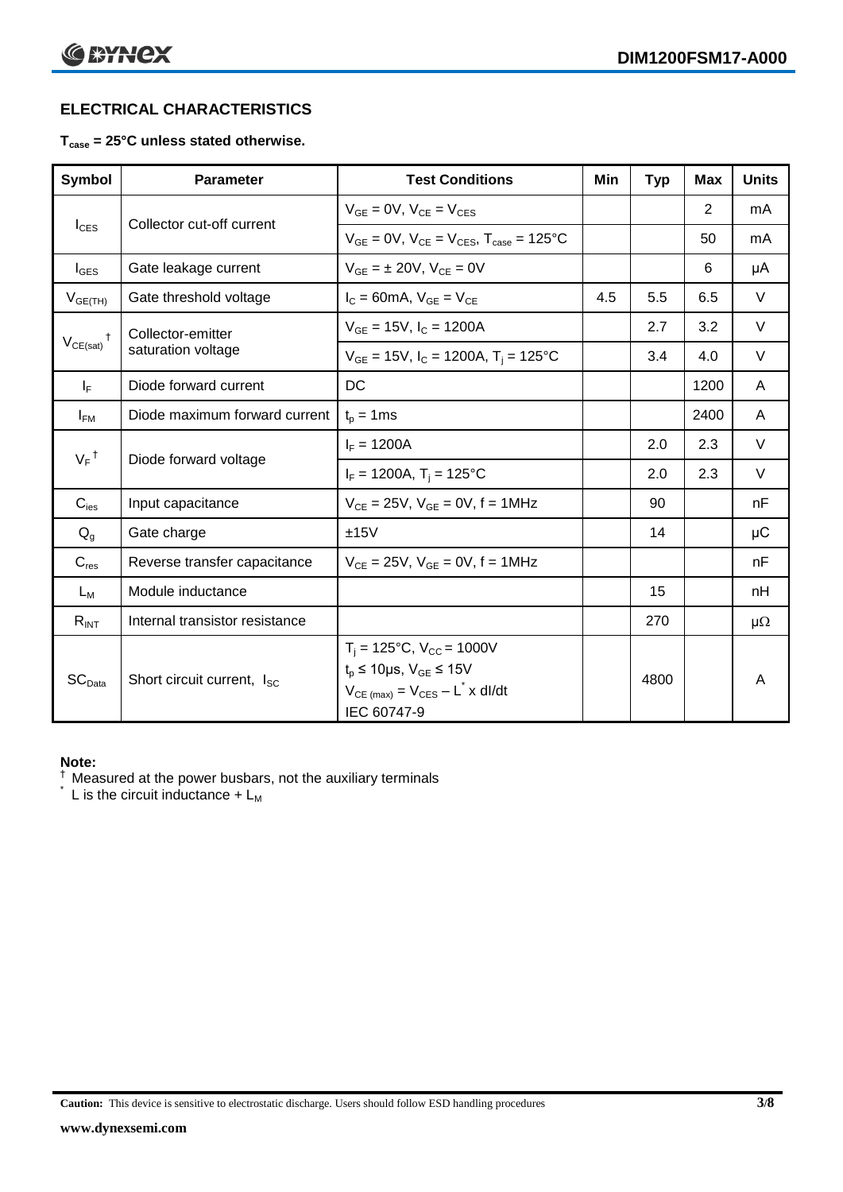## ELECTRICAL CHARACTERISTICS

**$T_{case}$ = 25°C unless stated otherwise.**

| Symbol | Parameter | Test Conditions | Min | Typ | Max | Units |
|---|---|---|---|---|---|---|
| $I_{CES}$ | Collector cut-off current | $V_{GE}$ = 0V, $V_{CE}$ = $V_{CES}$ | | | 2 | mA |
| | | $V_{GE}$ = 0V, $V_{CE}$ = $V_{CES}$, $T_{case}$ = 125°C | | | 50 | mA |
| $I_{GES}$ | Gate leakage current | $V_{GE}$ = ± 20V, $V_{CE}$ = 0V | | | 6 | μA |
| $V_{GE(TH)}$ | Gate threshold voltage | $I_C$ = 60mA, $V_{GE}$ = $V_{CE}$ | 4.5 | 5.5 | 6.5 | V |
| $V_{CE(sat)}$ † | Collector-emitter saturation voltage | $V_{GE}$ = 15V, $I_C$ = 1200A | | 2.7 | 3.2 | V |
| | | $V_{GE}$ = 15V, $I_C$ = 1200A, $T_j$ = 125°C | | 3.4 | 4.0 | V |
| $I_F$ | Diode forward current | DC | | | 1200 | A |
| $I_{FM}$ | Diode maximum forward current | $t_p$ = 1ms | | | 2400 | A |
| $V_F$ † | Diode forward voltage | $I_F$ = 1200A | | 2.0 | 2.3 | V |
| | | $I_F$ = 1200A, $T_j$ = 125°C | | 2.0 | 2.3 | V |
| $C_{ies}$ | Input capacitance | $V_{CE}$ = 25V, $V_{GE}$ = 0V, f = 1MHz | | 90 | | nF |
| $Q_g$ | Gate charge | ±15V | | 14 | | μC |
| $C_{res}$ | Reverse transfer capacitance | $V_{CE}$ = 25V, $V_{GE}$ = 0V, f = 1MHz | | | | nF |
| $L_M$ | Module inductance | | | 15 | | nH |
| $R_{INT}$ | Internal transistor resistance | | | 270 | | μΩ |
| $SC_{Data}$ | Short circuit current, $I_{SC}$ | $T_j$ = 125°C, $V_{CC}$ = 1000V<br>$t_p$ ≤ 10μs, $V_{GE}$ ≤ 15V<br>$V_{CE(max)}$ = $V_{CES}$ – $L^*$ x dI/dt<br>IEC 60747-9 | | 4800 | | A |

**Note:**

† Measured at the power busbars, not the auxiliary terminals

\* L is the circuit inductance + $L_M$

**Caution:** This device is sensitive to electrostatic discharge. Users should follow ESD handling procedures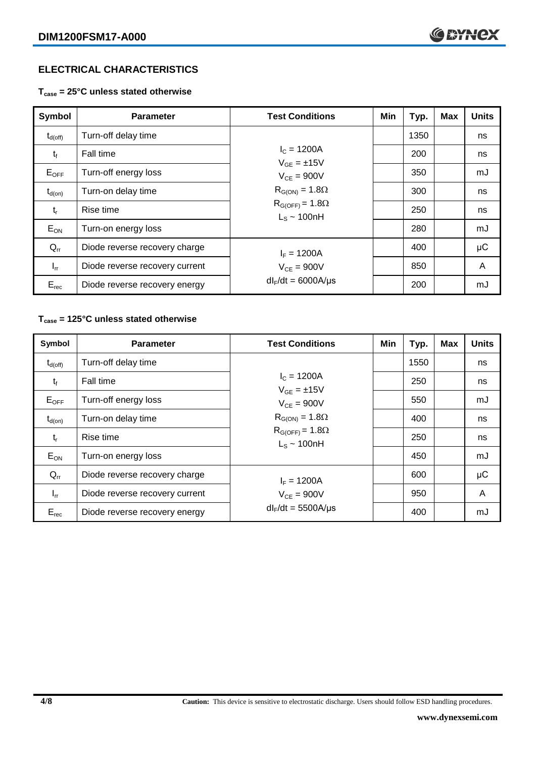## ELECTRICAL CHARACTERISTICS

**$T_{case}$ = 25°C unless stated otherwise**

| Symbol | Parameter | Test Conditions | Min | Typ. | Max | Units |
|---|---|---|---|---|---|---|
| $t_{d(off)}$ | Turn-off delay time | $I_C$ = 1200A<br>$V_{GE}$ = ±15V<br>$V_{CE}$ = 900V<br>$R_{G(ON)}$ = 1.8Ω<br>$R_{G(OFF)}$ = 1.8Ω<br>$L_S$ ~ 100nH | | 1350 | | ns |
| $t_f$ | Fall time | | | 200 | | ns |
| $E_{OFF}$ | Turn-off energy loss | | | 350 | | mJ |
| $t_{d(on)}$ | Turn-on delay time | | | 300 | | ns |
| $t_r$ | Rise time | | | 250 | | ns |
| $E_{ON}$ | Turn-on energy loss | | | 280 | | mJ |
| $Q_{rr}$ | Diode reverse recovery charge | $I_F$ = 1200A<br>$V_{CE}$ = 900V<br>$dI_F/dt$ = 6000A/μs | | 400 | | μC |
| $I_{rr}$ | Diode reverse recovery current | | | 850 | | A |
| $E_{rec}$ | Diode reverse recovery energy | | | 200 | | mJ |

**$T_{case}$ = 125°C unless stated otherwise**

| Symbol | Parameter | Test Conditions | Min | Typ. | Max | Units |
|---|---|---|---|---|---|---|
| $t_{d(off)}$ | Turn-off delay time | $I_C$ = 1200A<br>$V_{GE}$ = ±15V<br>$V_{CE}$ = 900V<br>$R_{G(ON)}$ = 1.8Ω<br>$R_{G(OFF)}$ = 1.8Ω<br>$L_S$ ~ 100nH | | 1550 | | ns |
| $t_f$ | Fall time | | | 250 | | ns |
| $E_{OFF}$ | Turn-off energy loss | | | 550 | | mJ |
| $t_{d(on)}$ | Turn-on delay time | | | 400 | | ns |
| $t_r$ | Rise time | | | 250 | | ns |
| $E_{ON}$ | Turn-on energy loss | | | 450 | | mJ |
| $Q_{rr}$ | Diode reverse recovery charge | $I_F$ = 1200A<br>$V_{CE}$ = 900V<br>$dI_F/dt$ = 5500A/μs | | 600 | | μC |
| $I_{rr}$ | Diode reverse recovery current | | | 950 | | A |
| $E_{rec}$ | Diode reverse recovery energy | | | 400 | | mJ |

**Caution:** This device is sensitive to electrostatic discharge. Users should follow ESD handling procedures.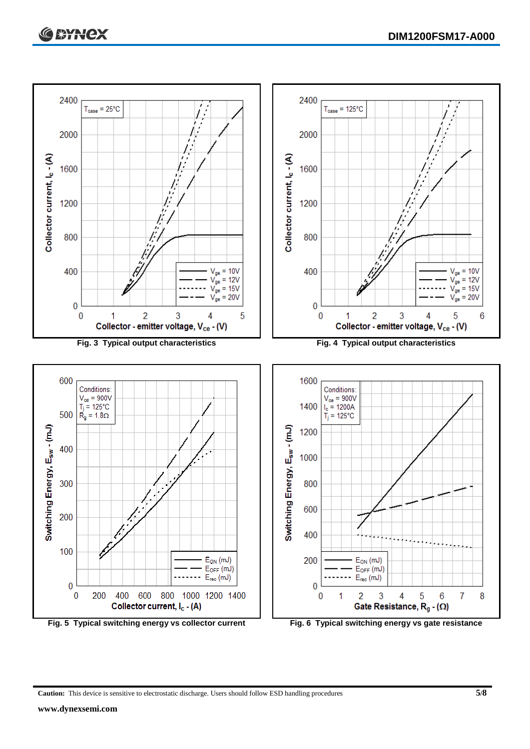Fig. 3 Typical output characteristics

Fig. 4 Typical output characteristics

Fig. 5 Typical switching energy vs collector current

Fig. 6 Typical switching energy vs gate resistance

**Caution:** This device is sensitive to electrostatic discharge. Users should follow ESD handling procedures

**www.dynexsemi.com**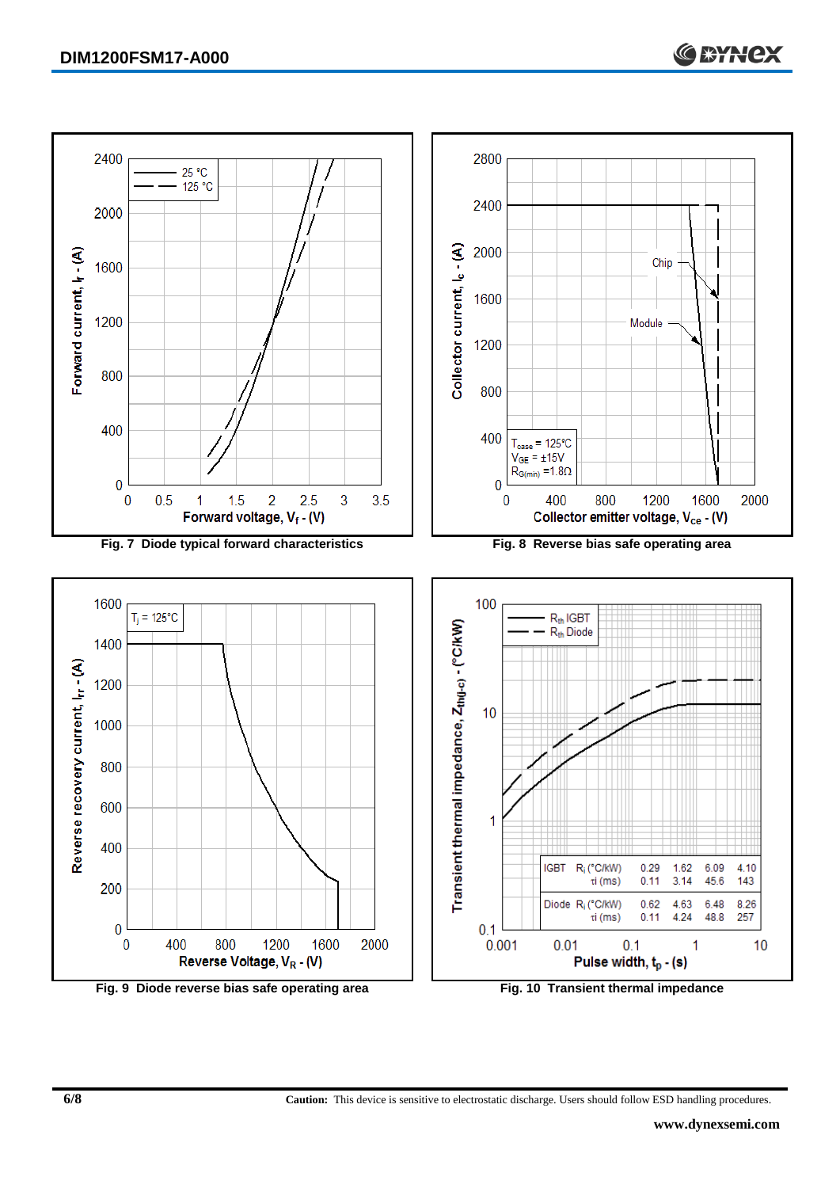Fig. 7 Diode typical forward characteristics

Fig. 8 Reverse bias safe operating area

Fig. 9 Diode reverse bias safe operating area

| | | | | | |
|---|---|---|---|---|---|
| IGBT | $R_i$ (°C/kW) | 0.29 | 1.62 | 6.09 | 4.10 |
| | $\tau_i$ (ms) | 0.11 | 3.14 | 45.6 | 143 |
| Diode | $R_i$ (°C/kW) | 0.62 | 4.63 | 6.48 | 8.26 |
| | $\tau_i$ (ms) | 0.11 | 4.24 | 48.8 | 257 |

Fig. 10 Transient thermal impedance

**Caution:** This device is sensitive to electrostatic discharge. Users should follow ESD handling procedures.

**www.dynexsemi.com**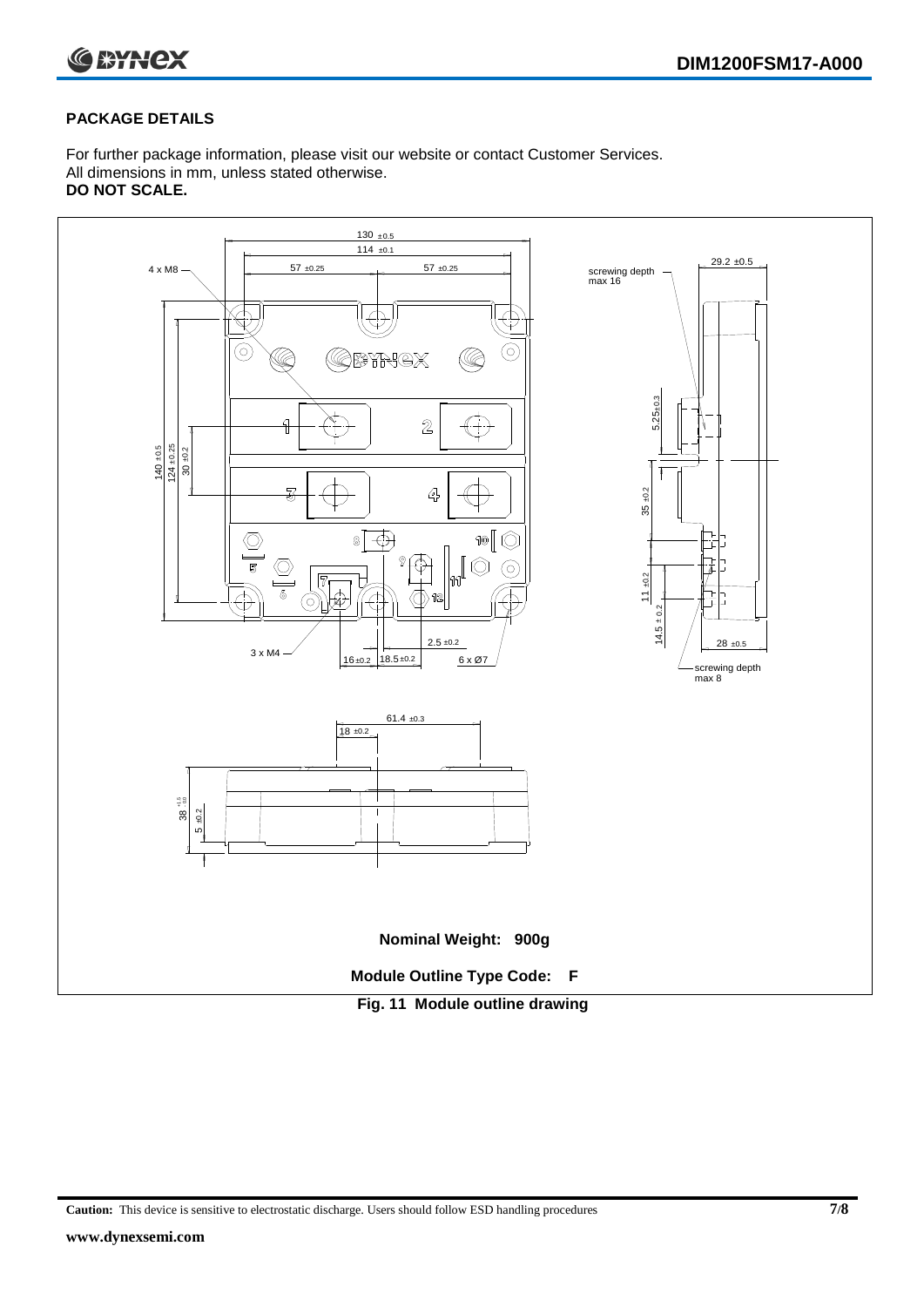## PACKAGE DETAILS

For further package information, please visit our website or contact Customer Services.
All dimensions in mm, unless stated otherwise.
**DO NOT SCALE.**

**Nominal Weight: 900g**

**Module Outline Type Code: F**

**Fig. 11 Module outline drawing**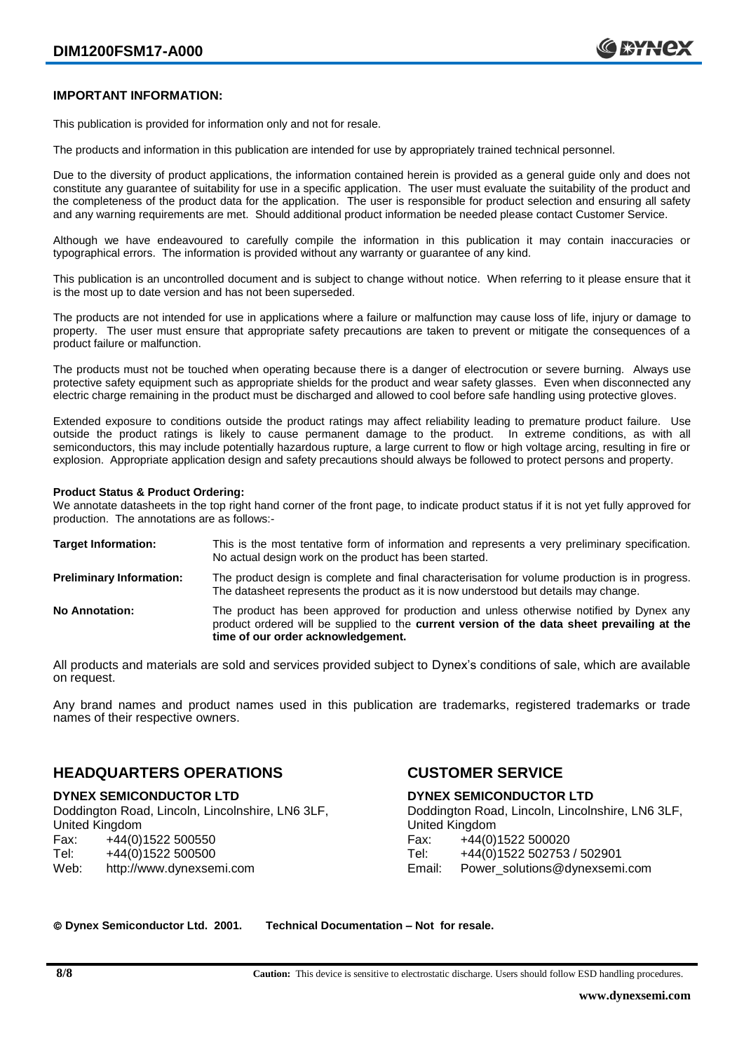## IMPORTANT INFORMATION:

This publication is provided for information only and not for resale.

The products and information in this publication are intended for use by appropriately trained technical personnel.

Due to the diversity of product applications, the information contained herein is provided as a general guide only and does not constitute any guarantee of suitability for use in a specific application. The user must evaluate the suitability of the product and the completeness of the product data for the application. The user is responsible for product selection and ensuring all safety and any warning requirements are met. Should additional product information be needed please contact Customer Service.

Although we have endeavoured to carefully compile the information in this publication it may contain inaccuracies or typographical errors. The information is provided without any warranty or guarantee of any kind.

This publication is an uncontrolled document and is subject to change without notice. When referring to it please ensure that it is the most up to date version and has not been superseded.

The products are not intended for use in applications where a failure or malfunction may cause loss of life, injury or damage to property. The user must ensure that appropriate safety precautions are taken to prevent or mitigate the consequences of a product failure or malfunction.

The products must not be touched when operating because there is a danger of electrocution or severe burning. Always use protective safety equipment such as appropriate shields for the product and wear safety glasses. Even when disconnected any electric charge remaining in the product must be discharged and allowed to cool before safe handling using protective gloves.

Extended exposure to conditions outside the product ratings may affect reliability leading to premature product failure. Use outside the product ratings is likely to cause permanent damage to the product. In extreme conditions, as with all semiconductors, this may include potentially hazardous rupture, a large current to flow or high voltage arcing, resulting in fire or explosion. Appropriate application design and safety precautions should always be followed to protect persons and property.

**Product Status & Product Ordering:**

We annotate datasheets in the top right hand corner of the front page, to indicate product status if it is not yet fully approved for production. The annotations are as follows:-

| | |
|---|---|
| **Target Information:** | This is the most tentative form of information and represents a very preliminary specification. No actual design work on the product has been started. |
| **Preliminary Information:** | The product design is complete and final characterisation for volume production is in progress. The datasheet represents the product as it is now understood but details may change. |
| **No Annotation:** | The product has been approved for production and unless otherwise notified by Dynex any product ordered will be supplied to the **current version of the data sheet prevailing at the time of our order acknowledgement.** |

All products and materials are sold and services provided subject to Dynex's conditions of sale, which are available on request.

Any brand names and product names used in this publication are trademarks, registered trademarks or trade names of their respective owners.

## HEADQUARTERS OPERATIONS

**DYNEX SEMICONDUCTOR LTD**

Doddington Road, Lincoln, Lincolnshire, LN6 3LF,
United Kingdom
Fax: +44(0)1522 500550
Tel: +44(0)1522 500500
Web: http://www.dynexsemi.com

## CUSTOMER SERVICE

**DYNEX SEMICONDUCTOR LTD**

Doddington Road, Lincoln, Lincolnshire, LN6 3LF,
United Kingdom
Fax: +44(0)1522 500020
Tel: +44(0)1522 502753 / 502901
Email: Power_solutions@dynexsemi.com

© **Dynex Semiconductor Ltd. 2001. Technical Documentation – Not for resale.**

**Caution:** This device is sensitive to electrostatic discharge. Users should follow ESD handling procedures.